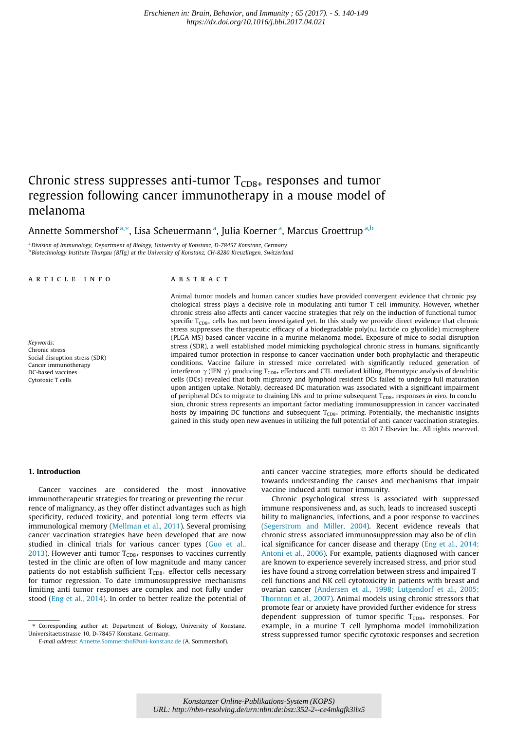Erschienen in: Brain, Behavior, and Immunity ; 65 (2017). - S. 140-149
https://dx.doi.org/10.1016/j.bbi.2017.04.021

# Chronic stress suppresses anti-tumor $T_{CD8+}$ responses and tumor regression following cancer immunotherapy in a mouse model of melanoma

Annette Sommershof[a,*], Lisa Scheuermann[a], Julia Koerner[a], Marcus Groettrup[a,b]

[a] *Division of Immunology, Department of Biology, University of Konstanz, D-78457 Konstanz, Germany*
[b] *Biotechnology Institute Thurgau (BITg) at the University of Konstanz, CH-8280 Kreuzlingen, Switzerland*

## ARTICLE INFO

*Keywords:*
Chronic stress
Social disruption stress (SDR)
Cancer immunotherapy
DC-based vaccines
Cytotoxic T cells

## ABSTRACT

Animal tumor models and human cancer studies have provided convergent evidence that chronic psychological stress plays a decisive role in modulating anti tumor T cell immunity. However, whether chronic stress also affects anti cancer vaccine strategies that rely on the induction of functional tumor specific $T_{CD8+}$ cells has not been investigated yet. In this study we provide direct evidence that chronic stress suppresses the therapeutic efficacy of a biodegradable poly(D,L lactide co glycolide) microsphere (PLGA MS) based cancer vaccine in a murine melanoma model. Exposure of mice to social disruption stress (SDR), a well established model mimicking psychological chronic stress in humans, significantly impaired tumor protection in response to cancer vaccination under both prophylactic and therapeutic conditions. Vaccine failure in stressed mice correlated with significantly reduced generation of interferon γ (IFN γ) producing $T_{CD8+}$ effectors and CTL mediated killing. Phenotypic analysis of dendritic cells (DCs) revealed that both migratory and lymphoid resident DCs failed to undergo full maturation upon antigen uptake. Notably, decreased DC maturation was associated with a significant impairment of peripheral DCs to migrate to draining LNs and to prime subsequent $T_{CD8+}$ responses *in vivo*. In conclusion, chronic stress represents an important factor mediating immunosuppression in cancer vaccinated hosts by impairing DC functions and subsequent $T_{CD8+}$ priming. Potentially, the mechanistic insights gained in this study open new avenues in utilizing the full potential of anti cancer vaccination strategies.

© 2017 Elsevier Inc. All rights reserved.

## 1. Introduction

Cancer vaccines are considered the most innovative immunotherapeutic strategies for treating or preventing the recurrence of malignancy, as they offer distinct advantages such as high specificity, reduced toxicity, and potential long term effects via immunological memory (Mellman et al., 2011). Several promising cancer vaccination strategies have been developed that are now studied in clinical trials for various cancer types (Guo et al., 2013). However anti tumor $T_{CD8+}$ responses to vaccines currently tested in the clinic are often of low magnitude and many cancer patients do not establish sufficient $T_{CD8+}$ effector cells necessary for tumor regression. To date immunosuppressive mechanisms limiting anti tumor responses are complex and not fully understood (Eng et al., 2014). In order to better realize the potential of anti cancer vaccine strategies, more efforts should be dedicated towards understanding the causes and mechanisms that impair vaccine induced anti tumor immunity.

Chronic psychological stress is associated with suppressed immune responsiveness and, as such, leads to increased susceptibility to malignancies, infections, and a poor response to vaccines (Segerstrom and Miller, 2004). Recent evidence reveals that chronic stress associated immunosuppression may also be of clinical significance for cancer disease and therapy (Eng et al., 2014; Antoni et al., 2006). For example, patients diagnosed with cancer are known to experience severely increased stress, and prior studies have found a strong correlation between stress and impaired T cell functions and NK cell cytotoxicity in patients with breast and ovarian cancer (Andersen et al., 1998; Lutgendorf et al., 2005; Thornton et al., 2007). Animal models using chronic stressors that promote fear or anxiety have provided further evidence for stress dependent suppression of tumor specific $T_{CD8+}$ responses. For example, in a murine T cell lymphoma model immobilization stress suppressed tumor specific cytotoxic responses and secretion

* Corresponding author at: Department of Biology, University of Konstanz, Universitaetsstrasse 10, D-78457 Konstanz, Germany.
*E-mail address:* Annette.Sommershof@uni-konstanz.de (A. Sommershof).

Konstanzer Online-Publikations-System (KOPS)
URL: http://nbn-resolving.de/urn:nbn:de:bsz:352-2--ce4mkgfk3ilx5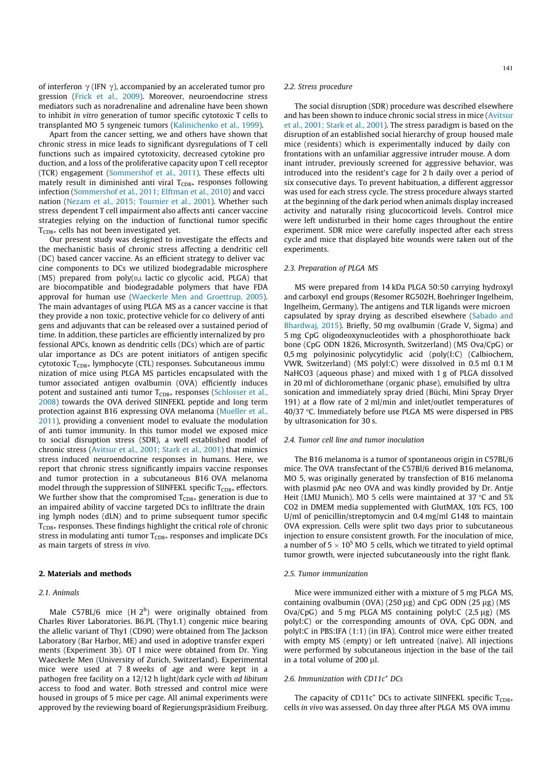of interferon γ (IFN γ), accompanied by an accelerated tumor pro gression (Frick et al., 2009). Moreover, neuroendocrine stress mediators such as noradrenaline and adrenaline have been shown to inhibit *in vitro* generation of tumor specific cytotoxic T cells to transplanted MO 5 syngeneic tumors (Kalinichenko et al., 1999).

Apart from the cancer setting, we and others have shown that chronic stress in mice leads to significant dysregulations of T cell functions such as impaired cytotoxicity, decreased cytokine pro duction, and a loss of the proliferative capacity upon T cell receptor (TCR) engagement (Sommershof et al., 2011). These effects ulti mately result in diminished anti viral $T_{CD8+}$ responses following infection (Sommershof et al., 2011; Elftman et al., 2010) and vacci nation (Nezam et al., 2015; Tournier et al., 2001). Whether such stress dependent T cell impairment also affects anti cancer vaccine strategies relying on the induction of functional tumor specific $T_{CD8+}$ cells has not been investigated yet.

Our present study was designed to investigate the effects and the mechanistic basis of chronic stress affecting a dendritic cell (DC) based cancer vaccine. As an efficient strategy to deliver vac cine components to DCs we utilized biodegradable microsphere (MS) prepared from poly(D,L lactic co glycolic acid, PLGA) that are biocompatible and biodegradable polymers that have FDA approval for human use (Waeckerle Men and Groettrup, 2005). The main advantages of using PLGA MS as a cancer vaccine is that they provide a non toxic, protective vehicle for co delivery of anti gens and adjuvants that can be released over a sustained period of time. In addition, these particles are efficiently internalized by pro fessional APCs, known as dendritic cells (DCs) which are of partic ular importance as DCs are potent initiators of antigen specific cytotoxic $T_{CD8+}$ lymphocyte (CTL) responses. Subcutaneous immu nization of mice using PLGA MS particles encapsulated with the tumor associated antigen ovalbumin (OVA) efficiently induces potent and sustained anti tumor $T_{CD8+}$ responses (Schlosser et al., 2008) towards the OVA derived SIINFEKL peptide and long term protection against B16 expressing OVA melanoma (Mueller et al., 2011), providing a convenient model to evaluate the modulation of anti tumor immunity. In this tumor model we exposed mice to social disruption stress (SDR), a well established model of chronic stress (Avitsur et al., 2001; Stark et al., 2001) that mimics stress induced neuroendocrine responses in humans. Here, we report that chronic stress significantly impairs vaccine responses and tumor protection in a subcutaneous B16 OVA melanoma model through the suppression of SIINFEKL specific $T_{CD8+}$ effectors. We further show that the compromised $T_{CD8+}$ generation is due to an impaired ability of vaccine targeted DCs to infiltrate the drain ing lymph nodes (dLN) and to prime subsequent tumor specific $T_{CD8+}$ responses. These findings highlight the critical role of chronic stress in modulating anti tumor $T_{CD8+}$ responses and implicate DCs as main targets of stress *in vivo*.

## 2. Materials and methods

### 2.1. Animals

Male C57BL/6 mice (H $2^b$) were originally obtained from Charles River Laboratories. B6.PL (Thy1.1) congenic mice bearing the allelic variant of Thy1 (CD90) were obtained from The Jackson Laboratory (Bar Harbor, ME) and used in adoptive transfer experi ments (Experiment 3b). OT I mice were obtained from Dr. Ying Waeckerle Men (University of Zurich, Switzerland). Experimental mice were used at 7 8 weeks of age and were kept in a pathogen free facility on a 12/12 h light/dark cycle with *ad libitum* access to food and water. Both stressed and control mice were housed in groups of 5 mice per cage. All animal experiments were approved by the reviewing board of Regierungspräsidium Freiburg.

### 2.2. Stress procedure

The social disruption (SDR) procedure was described elsewhere and has been shown to induce chronic social stress in mice (Avitsur et al., 2001; Stark et al., 2001). The stress paradigm is based on the disruption of an established social hierarchy of group housed male mice (residents) which is experimentally induced by daily con frontations with an unfamiliar aggressive intruder mouse. A dom inant intruder, previously screened for aggressive behavior, was introduced into the resident's cage for 2 h daily over a period of six consecutive days. To prevent habituation, a different aggressor was used for each stress cycle. The stress procedure always started at the beginning of the dark period when animals display increased activity and naturally rising glucocorticoid levels. Control mice were left undisturbed in their home cages throughout the entire experiment. SDR mice were carefully inspected after each stress cycle and mice that displayed bite wounds were taken out of the experiments.

### 2.3. Preparation of PLGA MS

MS were prepared from 14 kDa PLGA 50:50 carrying hydroxyl and carboxyl end groups (Resomer RG502H, Boehringer Ingelheim, Ingelheim, Germany). The antigens and TLR ligands were microen capsulated by spray drying as described elsewhere (Sabado and Bhardwaj, 2015). Briefly, 50 mg ovalbumin (Grade V, Sigma) and 5 mg CpG oligodeoxynucleotides with a phosphorothioate back bone (CpG ODN 1826, Microsynth, Switzerland) (MS Ova/CpG) or 0,5 mg polyinosinic polycytidylic acid (poly(I:C) (Calbiochem, VWR, Switzerland) (MS polyI:C) were dissolved in 0.5 ml 0.1 M $NaHCO_3$ (aqueous phase) and mixed with 1 g of PLGA dissolved in 20 ml of dichloromethane (organic phase), emulsified by ultra sonication and immediately spray dried (Büchi, Mini Spray Dryer 191) at a flow rate of 2 ml/min and inlet/outlet temperatures of 40/37 °C. Immediately before use PLGA MS were dispersed in PBS by ultrasonication for 30 s.

### 2.4. Tumor cell line and tumor inoculation

The B16 melanoma is a tumor of spontaneous origin in C57BL/6 mice. The OVA transfectant of the C57Bl/6 derived B16 melanoma, MO 5, was originally generated by transfection of B16 melanoma with plasmid pAc neo OVA and was kindly provided by Dr. Antje Heit (LMU Munich). MO 5 cells were maintained at 37 °C and 5% $CO_2$ in DMEM media supplemented with GlutMAX, 10% FCS, 100 U/ml of penicillin/streptomycin and 0.4 mg/ml G148 to maintain OVA expression. Cells were split two days prior to subcutaneous injection to ensure consistent growth. For the inoculation of mice, a number of $5 \times 10^5$ MO 5 cells, which we titrated to yield optimal tumor growth, were injected subcutaneously into the right flank.

### 2.5. Tumor immunization

Mice were immunized either with a mixture of 5 mg PLGA MS, containing ovalbumin (OVA) (250 μg) and CpG ODN (25 μg) (MS Ova/CpG) and 5 mg PLGA MS containing polyI:C (2,5 μg) (MS polyI:C) or the corresponding amounts of OVA, CpG ODN, and polyI:C in PBS:IFA (1:1) (in IFA). Control mice were either treated with empty MS (empty) or left untreated (naïve). All injections were performed by subcutaneous injection in the base of the tail in a total volume of 200 μl.

### 2.6. Immunization with $CD11c^+$ DCs

The capacity of $CD11c^+$ DCs to activate SIINFEKL specific $T_{CD8+}$ cells *in vivo* was assessed. On day three after PLGA MS OVA immu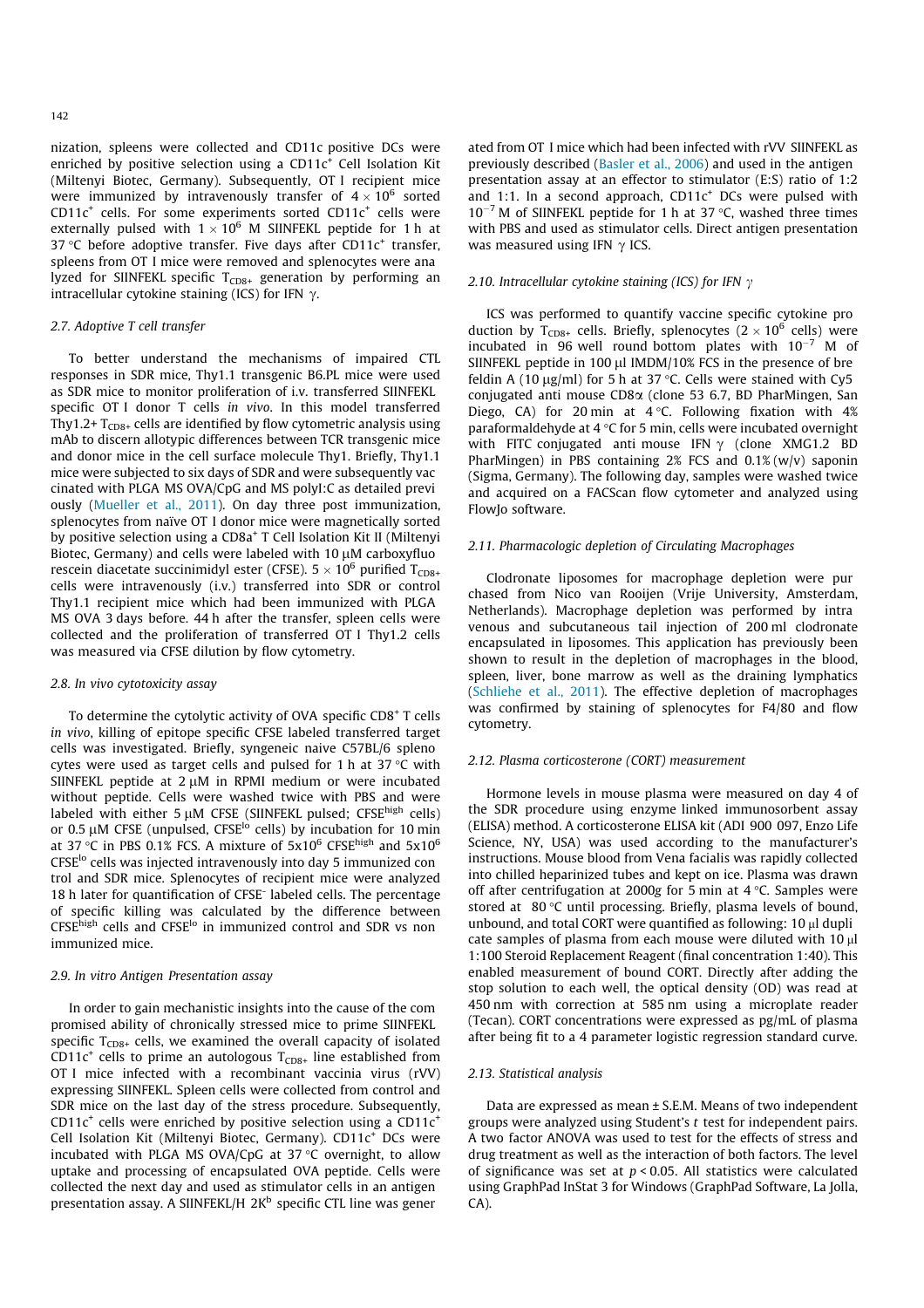nization, spleens were collected and CD11c positive DCs were enriched by positive selection using a CD11c+ Cell Isolation Kit (Miltenyi Biotec, Germany). Subsequently, OT I recipient mice were immunized by intravenously transfer of $4 \times 10^6$ sorted CD11c+ cells. For some experiments sorted CD11c+ cells were externally pulsed with $1 \times 10^6$ M SIINFEKL peptide for 1 h at 37 °C before adoptive transfer. Five days after CD11c+ transfer, spleens from OT I mice were removed and splenocytes were analyzed for SIINFEKL specific $T_{CD8+}$ generation by performing an intracellular cytokine staining (ICS) for IFN $\gamma$.

### 2.7. Adoptive T cell transfer

To better understand the mechanisms of impaired CTL responses in SDR mice, Thy1.1 transgenic B6.PL mice were used as SDR mice to monitor proliferation of i.v. transferred SIINFEKL specific OT I donor T cells *in vivo*. In this model transferred Thy1.2+ $T_{CD8+}$ cells are identified by flow cytometric analysis using mAb to discern allotypic differences between TCR transgenic mice and donor mice in the cell surface molecule Thy1. Briefly, Thy1.1 mice were subjected to six days of SDR and were subsequently vaccinated with PLGA MS OVA/CpG and MS polyI:C as detailed previously (Mueller et al., 2011). On day three post immunization, splenocytes from naïve OT I donor mice were magnetically sorted by positive selection using a CD8a+ T Cell Isolation Kit II (Miltenyi Biotec, Germany) and cells were labeled with 10 μM carboxyfluorescein diacetate succinimidyl ester (CFSE). $5 \times 10^6$ purified $T_{CD8+}$ cells were intravenously (i.v.) transferred into SDR or control Thy1.1 recipient mice which had been immunized with PLGA MS OVA 3 days before. 44 h after the transfer, spleen cells were collected and the proliferation of transferred OT I Thy1.2 cells was measured via CFSE dilution by flow cytometry.

### 2.8. In vivo cytotoxicity assay

To determine the cytolytic activity of OVA specific CD8+ T cells *in vivo*, killing of epitope specific CFSE labeled transferred target cells was investigated. Briefly, syngeneic naive C57BL/6 splenocytes were used as target cells and pulsed for 1 h at 37 °C with SIINFEKL peptide at 2 μM in RPMI medium or were incubated without peptide. Cells were washed twice with PBS and were labeled with either 5 μM CFSE (SIINFEKL pulsed; CFSE$^{high}$ cells) or 0.5 μM CFSE (unpulsed, CFSE$^{lo}$ cells) by incubation for 10 min at 37 °C in PBS 0.1% FCS. A mixture of $5 \times 10^6$ CFSE$^{high}$ and $5 \times 10^6$ CFSE$^{lo}$ cells was injected intravenously into day 5 immunized control and SDR mice. Splenocytes of recipient mice were analyzed 18 h later for quantification of CFSE$^-$ labeled cells. The percentage of specific killing was calculated by the difference between CFSE$^{high}$ cells and CFSE$^{lo}$ in immunized control and SDR vs non immunized mice.

### 2.9. In vitro Antigen Presentation assay

In order to gain mechanistic insights into the cause of the compromised ability of chronically stressed mice to prime SIINFEKL specific $T_{CD8+}$ cells, we examined the overall capacity of isolated CD11c+ cells to prime an autologous $T_{CD8+}$ line established from OT I mice infected with a recombinant vaccinia virus (rVV) expressing SIINFEKL. Spleen cells were collected from control and SDR mice on the last day of the stress procedure. Subsequently, CD11c+ cells were enriched by positive selection using a CD11c+ Cell Isolation Kit (Miltenyi Biotec, Germany). CD11c+ DCs were incubated with PLGA MS OVA/CpG at 37 °C overnight, to allow uptake and processing of encapsulated OVA peptide. Cells were collected the next day and used as stimulator cells in an antigen presentation assay. A SIINFEKL/H 2K$^b$ specific CTL line was generated from OT I mice which had been infected with rVV SIINFEKL as previously described (Basler et al., 2006) and used in the antigen presentation assay at an effector to stimulator (E:S) ratio of 1:2 and 1:1. In a second approach, CD11c+ DCs were pulsed with $10^{-7}$ M of SIINFEKL peptide for 1 h at 37 °C, washed three times with PBS and used as stimulator cells. Direct antigen presentation was measured using IFN $\gamma$ ICS.

### 2.10. Intracellular cytokine staining (ICS) for IFN $\gamma$

ICS was performed to quantify vaccine specific cytokine production by $T_{CD8+}$ cells. Briefly, splenocytes ($2 \times 10^6$ cells) were incubated in 96 well round bottom plates with $10^{-7}$ M of SIINFEKL peptide in 100 μl IMDM/10% FCS in the presence of brefeldin A (10 μg/ml) for 5 h at 37 °C. Cells were stained with Cy5 conjugated anti mouse CD8α (clone 53 6.7, BD PharMingen, San Diego, CA) for 20 min at 4 °C. Following fixation with 4% paraformaldehyde at 4 °C for 5 min, cells were incubated overnight with FITC conjugated anti mouse IFN $\gamma$ (clone XMG1.2 BD PharMingen) in PBS containing 2% FCS and 0.1% (w/v) saponin (Sigma, Germany). The following day, samples were washed twice and acquired on a FACScan flow cytometer and analyzed using FlowJo software.

### 2.11. Pharmacologic depletion of Circulating Macrophages

Clodronate liposomes for macrophage depletion were purchased from Nico van Rooijen (Vrije University, Amsterdam, Netherlands). Macrophage depletion was performed by intravenous and subcutaneous tail injection of 200 ml clodronate encapsulated in liposomes. This application has previously been shown to result in the depletion of macrophages in the blood, spleen, liver, bone marrow as well as the draining lymphatics (Schliehe et al., 2011). The effective depletion of macrophages was confirmed by staining of splenocytes for F4/80 and flow cytometry.

### 2.12. Plasma corticosterone (CORT) measurement

Hormone levels in mouse plasma were measured on day 4 of the SDR procedure using enzyme linked immunosorbent assay (ELISA) method. A corticosterone ELISA kit (ADI 900 097, Enzo Life Science, NY, USA) was used according to the manufacturer's instructions. Mouse blood from Vena facialis was rapidly collected into chilled heparinized tubes and kept on ice. Plasma was drawn off after centrifugation at 2000g for 5 min at 4 °C. Samples were stored at 80 °C until processing. Briefly, plasma levels of bound, unbound, and total CORT were quantified as following: 10 μl duplicate samples of plasma from each mouse were diluted with 10 μl 1:100 Steroid Replacement Reagent (final concentration 1:40). This enabled measurement of bound CORT. Directly after adding the stop solution to each well, the optical density (OD) was read at 450 nm with correction at 585 nm using a microplate reader (Tecan). CORT concentrations were expressed as pg/mL of plasma after being fit to a 4 parameter logistic regression standard curve.

### 2.13. Statistical analysis

Data are expressed as mean ± S.E.M. Means of two independent groups were analyzed using Student's $t$ test for independent pairs. A two factor ANOVA was used to test for the effects of stress and drug treatment as well as the interaction of both factors. The level of significance was set at $p < 0.05$. All statistics were calculated using GraphPad InStat 3 for Windows (GraphPad Software, La Jolla, CA).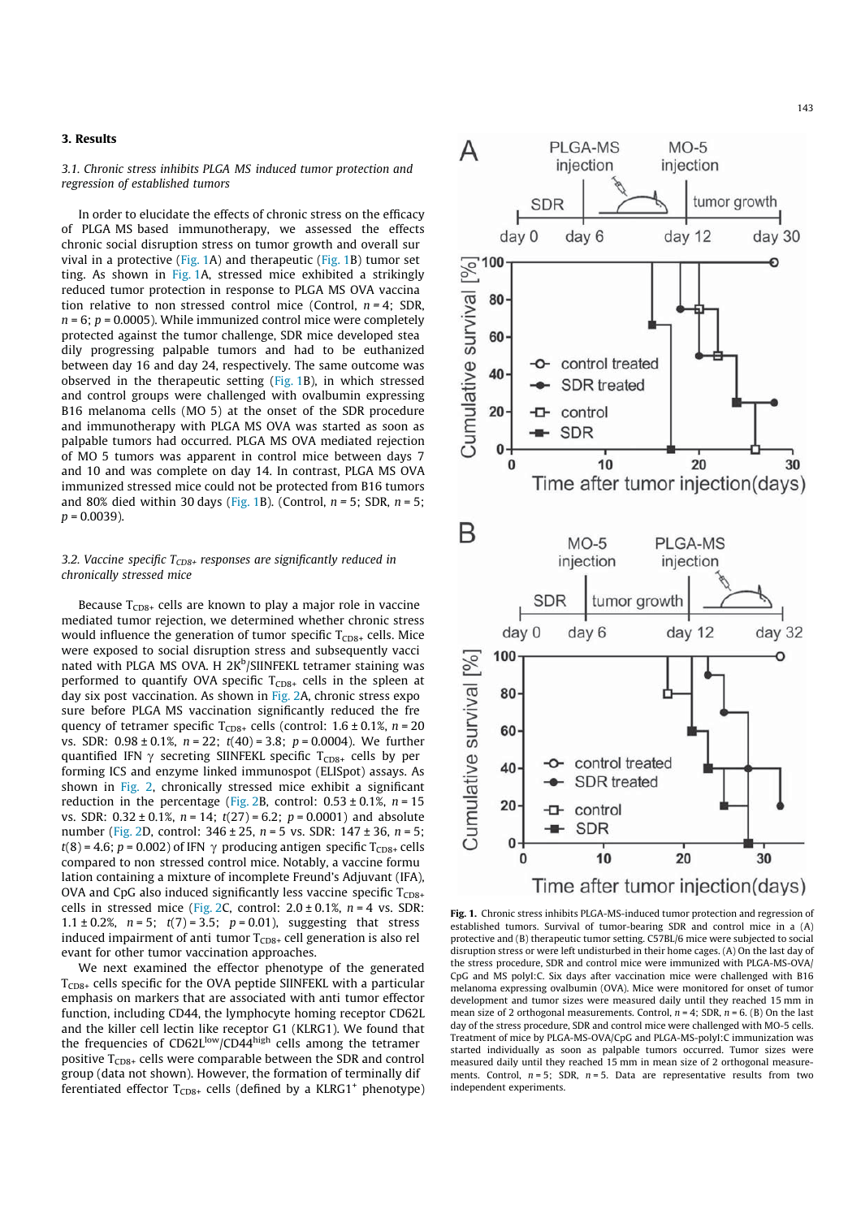## 3. Results

### *3.1. Chronic stress inhibits PLGA MS induced tumor protection and regression of established tumors*

In order to elucidate the effects of chronic stress on the efficacy of PLGA MS based immunotherapy, we assessed the effects chronic social disruption stress on tumor growth and overall survival in a protective (Fig. 1A) and therapeutic (Fig. 1B) tumor setting. As shown in Fig. 1A, stressed mice exhibited a strikingly reduced tumor protection in response to PLGA MS OVA vaccination relative to non stressed control mice (Control, $n = 4$; SDR, $n = 6$; $p = 0.0005$). While immunized control mice were completely protected against the tumor challenge, SDR mice developed steadily progressing palpable tumors and had to be euthanized between day 16 and day 24, respectively. The same outcome was observed in the therapeutic setting (Fig. 1B), in which stressed and control groups were challenged with ovalbumin expressing B16 melanoma cells (MO 5) at the onset of the SDR procedure and immunotherapy with PLGA MS OVA was started as soon as palpable tumors had occurred. PLGA MS OVA mediated rejection of MO 5 tumors was apparent in control mice between days 7 and 10 and was complete on day 14. In contrast, PLGA MS OVA immunized stressed mice could not be protected from B16 tumors and 80% died within 30 days (Fig. 1B). (Control, $n = 5$; SDR, $n = 5$; $p = 0.0039$).

### *3.2. Vaccine specific $T_{CD8+}$ responses are significantly reduced in chronically stressed mice*

Because $T_{CD8+}$ cells are known to play a major role in vaccine mediated tumor rejection, we determined whether chronic stress would influence the generation of tumor specific $T_{CD8+}$ cells. Mice were exposed to social disruption stress and subsequently vaccinated with PLGA MS OVA. H $2K^b$/SIINFEKL tetramer staining was performed to quantify OVA specific $T_{CD8+}$ cells in the spleen at day six post vaccination. As shown in Fig. 2A, chronic stress exposure before PLGA MS vaccination significantly reduced the frequency of tetramer specific $T_{CD8+}$ cells (control: $1.6 \pm 0.1\%$, $n = 20$ vs. SDR: $0.98 \pm 0.1\%$, $n = 22$; $t(40) = 3.8$; $p = 0.0004$). We further quantified IFN $\gamma$ secreting SIINFEKL specific $T_{CD8+}$ cells by performing ICS and enzyme linked immunospot (ELISpot) assays. As shown in Fig. 2, chronically stressed mice exhibit a significant reduction in the percentage (Fig. 2B, control: $0.53 \pm 0.1\%$, $n = 15$ vs. SDR: $0.32 \pm 0.1\%$, $n = 14$; $t(27) = 6.2$; $p = 0.0001$) and absolute number (Fig. 2D, control: $346 \pm 25$, $n = 5$ vs. SDR: $147 \pm 36$, $n = 5$; $t(8) = 4.6$; $p = 0.002$) of IFN $\gamma$ producing antigen specific $T_{CD8+}$ cells compared to non stressed control mice. Notably, a vaccine formulation containing a mixture of incomplete Freund's Adjuvant (IFA), OVA and CpG also induced significantly less vaccine specific $T_{CD8+}$ cells in stressed mice (Fig. 2C, control: $2.0 \pm 0.1\%$, $n = 4$ vs. SDR: $1.1 \pm 0.2\%$, $n = 5$; $t(7) = 3.5$; $p = 0.01$), suggesting that stress induced impairment of anti tumor $T_{CD8+}$ cell generation is also relevant for other tumor vaccination approaches.

We next examined the effector phenotype of the generated $T_{CD8+}$ cells specific for the OVA peptide SIINFEKL with a particular emphasis on markers that are associated with anti tumor effector function, including CD44, the lymphocyte homing receptor CD62L and the killer cell lectin like receptor G1 (KLRG1). We found that the frequencies of $CD62L^{low}/CD44^{high}$ cells among the tetramer positive $T_{CD8+}$ cells were comparable between the SDR and control group (data not shown). However, the formation of terminally differentiated effector $T_{CD8+}$ cells (defined by a $KLRG1^+$ phenotype)

**Fig. 1.** Chronic stress inhibits PLGA-MS-induced tumor protection and regression of established tumors. Survival of tumor-bearing SDR and control mice in a (A) protective and (B) therapeutic tumor setting. C57BL/6 mice were subjected to social disruption stress or were left undisturbed in their home cages. (A) On the last day of the stress procedure, SDR and control mice were immunized with PLGA-MS-OVA/CpG and MS polyI:C. Six days after vaccination mice were challenged with B16 melanoma expressing ovalbumin (OVA). Mice were monitored for onset of tumor development and tumor sizes were measured daily until they reached 15 mm in mean size of 2 orthogonal measurements. Control, $n = 4$; SDR, $n = 6$. (B) On the last day of the stress procedure, SDR and control mice were challenged with MO-5 cells. Treatment of mice by PLGA-MS-OVA/CpG and PLGA-MS-polyI:C immunization was started individually as soon as palpable tumors occurred. Tumor sizes were measured daily until they reached 15 mm in mean size of 2 orthogonal measurements. Control, $n = 5$; SDR, $n = 5$. Data are representative results from two independent experiments.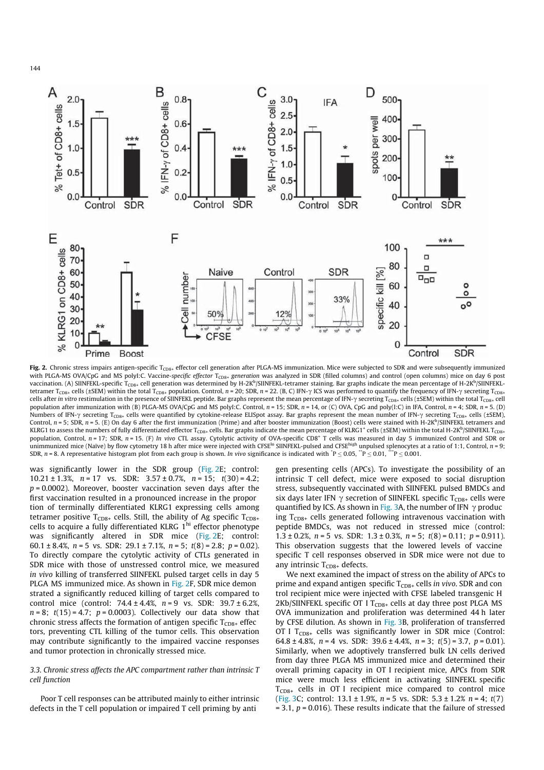**Fig. 2.** Chronic stress impairs antigen-specific $T_{CD8+}$ effector cell generation after PLGA-MS immunization. Mice were subjected to SDR and were subsequently immunized with PLGA-MS OVA/CpG and MS polyI:C. Vaccine-*specific effector* $T_{CD8+}$ *generation* was analyzed in SDR (filled columns) and control (open columns) mice on day 6 post vaccination. (A) SIINFEKL-specific $T_{CD8+}$ cell generation was determined by H-2K$^b$/SIINFEKL-tetramer staining. Bar graphs indicate the mean percentage of H-2K$^b$/SIINFEKL-tetramer $T_{CD8+}$ cells (±SEM) within the total $T_{CD8+}$ population. Control, $n = 20$; SDR, $n = 22$. (B, C) IFN-γ ICS was performed to quantify the frequency of IFN-γ secreting $T_{CD8+}$ cells after *in vitro* restimulation in the presence of SIINFEKL peptide. Bar graphs represent the mean percentage of IFN-γ secreting $T_{CD8+}$ cells (±SEM) within the total $T_{CD8+}$ cell population after immunization with (B) PLGA-MS OVA/CpG and MS polyI:C. Control, $n = 15$; SDR, $n = 14$, or (C) OVA, CpG and poly(I:C) in IFA, Control, $n = 4$; SDR, $n = 5$. (D) Numbers of IFN-γ secreting $T_{CD8+}$ cells were quantified by cytokine-release ELISpot assay. Bar graphs represent the mean number of IFN-γ secreting $T_{CD8+}$ cells (±SEM), Control, $n = 5$; SDR, $n = 5$. (E) On day 6 after the first immunization (Prime) and after booster immunization (Boost) cells were stained with H-2K$^b$/SIINFEKL tetramers and KLRG1 to assess the numbers of fully differentiated effector $T_{CD8+}$ cells. Bar graphs indicate the mean percentage of KLRG1$^+$ cells (±SEM) within the total H-2K$^b$/SIINFEKL $T_{CD8+}$ population, Control, $n = 17$; SDR, $n = 15$. (F) *In vivo* CTL assay. Cytolytic activity of OVA-specific CD8$^+$ T cells was measured in day 5 immunized Control and SDR or unimmunized mice (Naïve) by flow cytometry 18 h after mice were injected with CFSE$^{lo}$ SIINFEKL-pulsed and CFSE$^{high}$ unpulsed splenocytes at a ratio of 1:1, Control, $n = 9$; SDR, $n = 8$. A representative histogram plot from each group is shown. *In vivo* significance is indicated with $^{*}P \le 0.05$, $^{**}P \le 0.01$, $^{***}P \le 0.001$.

was significantly lower in the SDR group (Fig. 2E; control: 10.21 ± 1.3%, $n = 17$ vs. SDR: 3.57 ± 0.7%, $n = 15$; $t(30) = 4.2$; $p = 0.0002$). Moreover, booster vaccination seven days after the first vaccination resulted in a pronounced increase in the proportion of terminally differentiated KLRG1 expressing cells among tetramer positive $T_{CD8+}$ cells. Still, the ability of Ag specific $T_{CD8+}$ cells to acquire a fully differentiated KLRG 1$^{hi}$ effector phenotype was significantly altered in SDR mice (Fig. 2E; control: 60.1 ± 8.4%, $n = 5$ vs. SDR: 29.1 ± 7.1%, $n = 5$; $t(8) = 2.8$; $p = 0.02$). To directly compare the cytolytic activity of CTLs generated in SDR mice with those of unstressed control mice, we measured *in vivo* killing of transferred SIINFEKL pulsed target cells in day 5 PLGA MS immunized mice. As shown in Fig. 2F, SDR mice demonstrated a significantly reduced killing of target cells compared to control mice (control: 74.4 ± 4.4%, $n = 9$ vs. SDR: 39.7 ± 6.2%, $n = 8$; $t(15) = 4.7$; $p = 0.0003$). Collectively our data show that chronic stress affects the formation of antigen specific $T_{CD8+}$ effectors, preventing CTL killing of the tumor cells. This observation may contribute significantly to the impaired vaccine responses and tumor protection in chronically stressed mice.

### 3.3. Chronic stress affects the APC compartment rather than intrinsic T cell function

Poor T cell responses can be attributed mainly to either intrinsic defects in the T cell population or impaired T cell priming by antigen presenting cells (APCs). To investigate the possibility of an intrinsic T cell defect, mice were exposed to social disruption stress, subsequently vaccinated with SIINFEKL pulsed BMDCs and six days later IFN γ secretion of SIINFEKL specific $T_{CD8+}$ cells were quantified by ICS. As shown in Fig. 3A, the number of IFN γ producing $T_{CD8+}$ cells generated following intravenous vaccination with peptide BMDCs, was not reduced in stressed mice (control: 1.3 ± 0.2%, $n = 5$ vs. SDR: 1.3 ± 0.3%, $n = 5$; $t(8) = 0.11$; $p = 0.911$). This observation suggests that the lowered levels of vaccine specific T cell responses observed in SDR mice were not due to any intrinsic $T_{CD8+}$ defects.

We next examined the impact of stress on the ability of APCs to prime and expand antigen specific $T_{CD8+}$ cells *in vivo*. SDR and control recipient mice were injected with CFSE labeled transgenic H 2Kb/SIINFEKL specific OT I $T_{CD8+}$ cells at day three post PLGA MS OVA immunization and proliferation was determined 44 h later by CFSE dilution. As shown in Fig. 3B, proliferation of transferred OT I $T_{CD8+}$ cells was significantly lower in SDR mice (Control: 64.8 ± 4.8%, $n = 4$ vs. SDR: 39.6 ± 4.4%, $n = 3$; $t(5) = 3.7$, $p = 0.01$). Similarly, when we adoptively transferred bulk LN cells derived from day three PLGA MS immunized mice and determined their overall priming capacity in OT I recipient mice, APCs from SDR mice were much less efficient in activating SIINFEKL specific $T_{CD8+}$ cells in OT I recipient mice compared to control mice (Fig. 3C; control: 13.1 ± 1.9%, $n = 5$ vs. SDR: 5.3 ± 1.2% $n = 4$; $t(7) = 3.1$, $p = 0.016$). These results indicate that the failure of stressed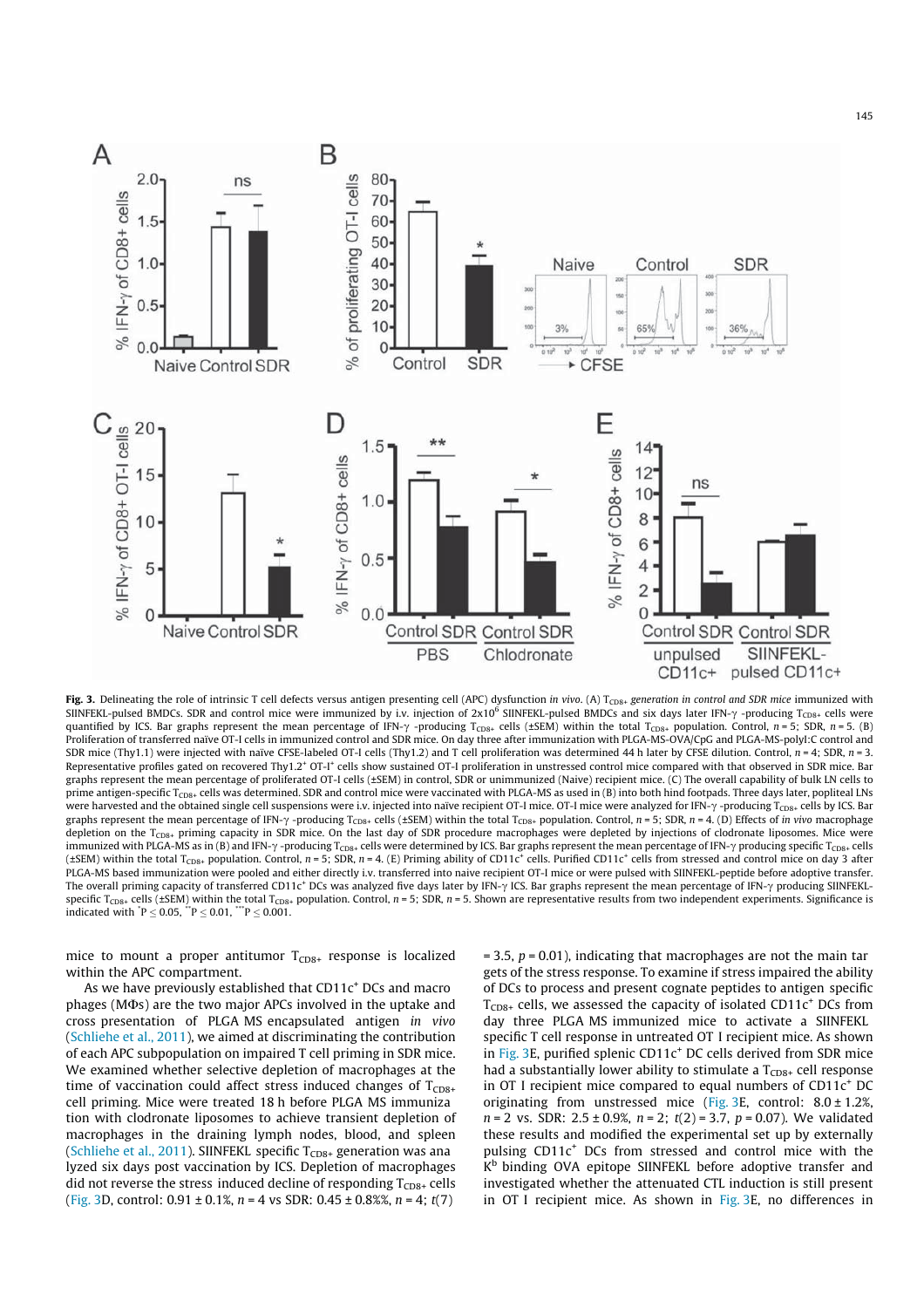**Fig. 3.** Delineating the role of intrinsic T cell defects versus antigen presenting cell (APC) dysfunction *in vivo*. (A) $T_{CD8+}$ *generation in control and SDR mice* immunized with SIINFEKL-pulsed BMDCs. SDR and control mice were immunized by i.v. injection of $2x10^6$ SIINFEKL-pulsed BMDCs and six days later IFN-γ -producing $T_{CD8+}$ cells were quantified by ICS. Bar graphs represent the mean percentage of IFN-γ -producing $T_{CD8+}$ cells (±SEM) within the total $T_{CD8+}$ population. Control, *n* = 5; SDR, *n* = 5. (B) Proliferation of transferred naïve OT-I cells in immunized control and SDR mice. On day three after immunization with PLGA-MS-OVA/CpG and PLGA-MS-polyI:C control and SDR mice (Thy1.1) were injected with naïve CFSE-labeled OT-I cells (Thy1.2) and T cell proliferation was determined 44 h later by CFSE dilution. Control, *n* = 4; SDR, *n* = 3. Representative profiles gated on recovered Thy1.2[+] OT-I[+] cells show sustained OT-I proliferation in unstressed control mice compared with that observed in SDR mice. Bar graphs represent the mean percentage of proliferated OT-I cells (±SEM) in control, SDR or unimmunized (Naive) recipient mice. (C) The overall capability of bulk LN cells to prime antigen-specific $T_{CD8+}$ cells was determined. SDR and control mice were vaccinated with PLGA-MS as in (B) into both hind footpads. Three days later, popliteal LNs were harvested and the obtained single cell suspensions were i.v. injected into naïve recipient OT-I mice. OT-I mice were analyzed for IFN-γ -producing $T_{CD8+}$ cells by ICS. Bar graphs represent the mean percentage of IFN-γ -producing $T_{CD8+}$ cells (±SEM) within the total $T_{CD8+}$ population. Control, *n* = 5; SDR, *n* = 4. (D) Effects of *in vivo* macrophage depletion on the $T_{CD8+}$ priming capacity in SDR mice. On the last day of SDR procedure macrophages were depleted by injections of clodronate liposomes. Mice were immunized with PLGA-MS as in (B) and IFN-γ -producing $T_{CD8+}$ cells were determined by ICS. Bar graphs represent the mean percentage of IFN-γ producing specific $T_{CD8+}$ cells (±SEM) within the total $T_{CD8+}$ population. Control, *n* = 5; SDR, *n* = 4. (E) Priming ability of CD11c[+] cells. Purified CD11c[+] cells from stressed and control mice on day 3 after PLGA-MS based immunization were pooled and either directly i.v. transferred into naive recipient OT-I mice or were pulsed with SIINFEKL-peptide before adoptive transfer. The overall priming capacity of transferred CD11c[+] DCs was analyzed five days later by IFN-γ ICS. Bar graphs represent the mean percentage of IFN-γ producing SIINFEKL-specific $T_{CD8+}$ cells (±SEM) within the total $T_{CD8+}$ population. Control, *n* = 5; SDR, *n* = 5. Shown are representative results from two independent experiments. Significance is indicated with $^{*}P \leq 0.05$, $^{**}P \leq 0.01$, $^{***}P \leq 0.001$.

mice to mount a proper antitumor $T_{CD8+}$ response is localized within the APC compartment.

As we have previously established that CD11c[+] DCs and macrophages (MΦs) are the two major APCs involved in the uptake and cross presentation of PLGA MS encapsulated antigen *in vivo* (Schliehe et al., 2011), we aimed at discriminating the contribution of each APC subpopulation on impaired T cell priming in SDR mice. We examined whether selective depletion of macrophages at the time of vaccination could affect stress induced changes of $T_{CD8+}$ cell priming. Mice were treated 18 h before PLGA MS immunization with clodronate liposomes to achieve transient depletion of macrophages in the draining lymph nodes, blood, and spleen (Schliehe et al., 2011). SIINFEKL specific $T_{CD8+}$ generation was analyzed six days post vaccination by ICS. Depletion of macrophages did not reverse the stress induced decline of responding $T_{CD8+}$ cells (Fig. 3D, control: 0.91 ± 0.1%, *n* = 4 vs SDR: 0.45 ± 0.8%%, *n* = 4; $t(7) = 3.5$, $p = 0.01$), indicating that macrophages are not the main targets of the stress response. To examine if stress impaired the ability of DCs to process and present cognate peptides to antigen specific $T_{CD8+}$ cells, we assessed the capacity of isolated CD11c[+] DCs from day three PLGA MS immunized mice to activate a SIINFEKL specific T cell response in untreated OT I recipient mice. As shown in Fig. 3E, purified splenic CD11c[+] DC cells derived from SDR mice had a substantially lower ability to stimulate a $T_{CD8+}$ cell response in OT I recipient mice compared to equal numbers of CD11c[+] DC originating from unstressed mice (Fig. 3E, control: 8.0 ± 1.2%, *n* = 2 vs. SDR: 2.5 ± 0.9%, *n* = 2; $t(2) = 3.7$, $p = 0.07$). We validated these results and modified the experimental set up by externally pulsing CD11c[+] DCs from stressed and control mice with the $K^b$ binding OVA epitope SIINFEKL before adoptive transfer and investigated whether the attenuated CTL induction is still present in OT I recipient mice. As shown in Fig. 3E, no differences in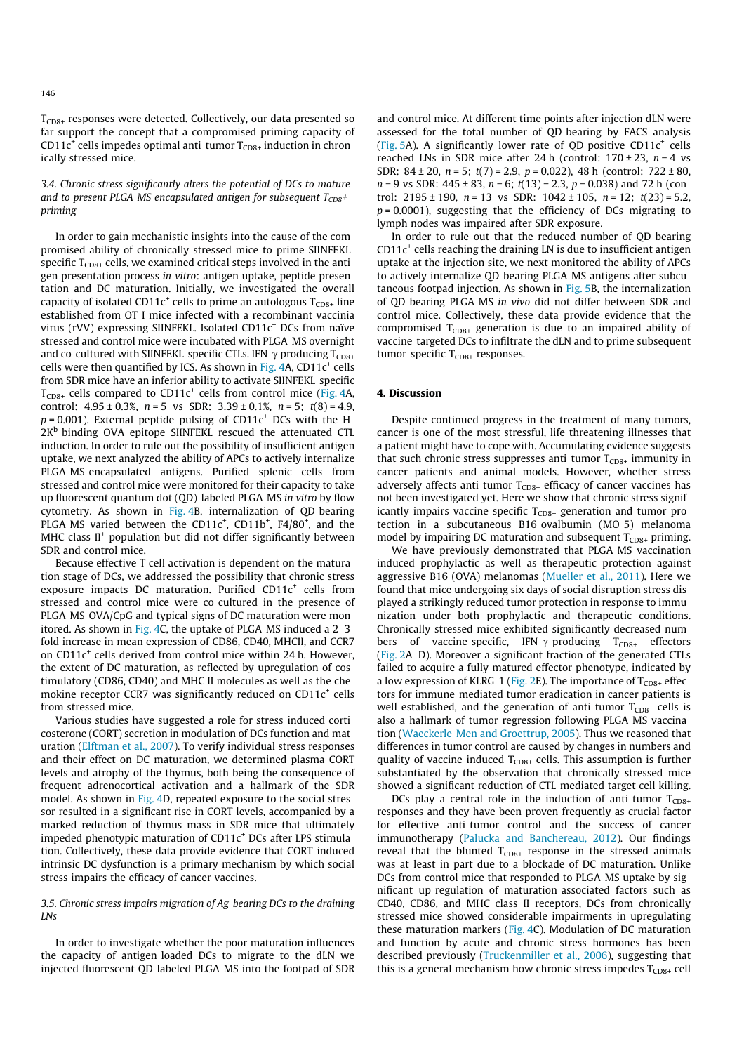$T_{CD8+}$ responses were detected. Collectively, our data presented so far support the concept that a compromised priming capacity of $CD11c^{+}$ cells impedes optimal anti tumor $T_{CD8+}$ induction in chronically stressed mice.

### 3.4. Chronic stress significantly alters the potential of DCs to mature and to present PLGA MS encapsulated antigen for subsequent $T_{CD8+}$ priming

In order to gain mechanistic insights into the cause of the compromised ability of chronically stressed mice to prime SIINFEKL specific $T_{CD8+}$ cells, we examined critical steps involved in the antigen presentation process *in vitro*: antigen uptake, peptide presentation and DC maturation. Initially, we investigated the overall capacity of isolated $CD11c^{+}$ cells to prime an autologous $T_{CD8+}$ line established from OT I mice infected with a recombinant vaccinia virus (rVV) expressing SIINFEKL. Isolated $CD11c^{+}$ DCs from naïve stressed and control mice were incubated with PLGA MS overnight and co cultured with SIINFEKL specific CTLs. IFN γ producing $T_{CD8+}$ cells were then quantified by ICS. As shown in Fig. 4A, $CD11c^{+}$ cells from SDR mice have an inferior ability to activate SIINFEKL specific $T_{CD8+}$ cells compared to $CD11c^{+}$ cells from control mice (Fig. 4A, control: 4.95 ± 0.3%, $n = 5$ vs SDR: 3.39 ± 0.1%, $n = 5$; $t(8) = 4.9$, $p = 0.001$). External peptide pulsing of $CD11c^{+}$ DCs with the H 2K^b binding OVA epitope SIINFEKL rescued the attenuated CTL induction. In order to rule out the possibility of insufficient antigen uptake, we next analyzed the ability of APCs to actively internalize PLGA MS encapsulated antigens. Purified splenic cells from stressed and control mice were monitored for their capacity to take up fluorescent quantum dot (QD) labeled PLGA MS *in vitro* by flow cytometry. As shown in Fig. 4B, internalization of QD bearing PLGA MS varied between the $CD11c^{+}$, $CD11b^{+}$, $F4/80^{+}$, and the MHC class $II^{+}$ population but did not differ significantly between SDR and control mice.

Because effective T cell activation is dependent on the maturation stage of DCs, we addressed the possibility that chronic stress exposure impacts DC maturation. Purified $CD11c^{+}$ cells from stressed and control mice were co cultured in the presence of PLGA MS OVA/CpG and typical signs of DC maturation were monitored. As shown in Fig. 4C, the uptake of PLGA MS induced a 2 3 fold increase in mean expression of CD86, CD40, MHCII, and CCR7 on $CD11c^{+}$ cells derived from control mice within 24 h. However, the extent of DC maturation, as reflected by upregulation of costimulatory (CD86, CD40) and MHC II molecules as well as the chemokine receptor CCR7 was significantly reduced on $CD11c^{+}$ cells from stressed mice.

Various studies have suggested a role for stress induced corticosterone (CORT) secretion in modulation of DCs function and maturation (Elftman et al., 2007). To verify individual stress responses and their effect on DC maturation, we determined plasma CORT levels and atrophy of the thymus, both being the consequence of frequent adrenocortical activation and a hallmark of the SDR model. As shown in Fig. 4D, repeated exposure to the social stressor resulted in a significant rise in CORT levels, accompanied by a marked reduction of thymus mass in SDR mice that ultimately impeded phenotypic maturation of $CD11c^{+}$ DCs after LPS stimulation. Collectively, these data provide evidence that CORT induced intrinsic DC dysfunction is a primary mechanism by which social stress impairs the efficacy of cancer vaccines.

### 3.5. Chronic stress impairs migration of Ag bearing DCs to the draining LNs

In order to investigate whether the poor maturation influences the capacity of antigen loaded DCs to migrate to the dLN we injected fluorescent QD labeled PLGA MS into the footpad of SDR and control mice. At different time points after injection dLN were assessed for the total number of QD bearing by FACS analysis (Fig. 5A). A significantly lower rate of QD positive $CD11c^{+}$ cells reached LNs in SDR mice after 24 h (control: 170 ± 23, $n = 4$ vs SDR: 84 ± 20, $n = 5$; $t(7) = 2.9$, $p = 0.022$), 48 h (control: 722 ± 80, $n = 9$ vs SDR: 445 ± 83, $n = 6$; $t(13) = 2.3$, $p = 0.038$) and 72 h (control: 2195 ± 190, $n = 13$ vs SDR: 1042 ± 105, $n = 12$; $t(23) = 5.2$, $p = 0.0001$), suggesting that the efficiency of DCs migrating to lymph nodes was impaired after SDR exposure.

In order to rule out that the reduced number of QD bearing $CD11c^{+}$ cells reaching the draining LN is due to insufficient antigen uptake at the injection site, we next monitored the ability of APCs to actively internalize QD bearing PLGA MS antigens after subcutaneous footpad injection. As shown in Fig. 5B, the internalization of QD bearing PLGA MS *in vivo* did not differ between SDR and control mice. Collectively, these data provide evidence that the compromised $T_{CD8+}$ generation is due to an impaired ability of vaccine targeted DCs to infiltrate the dLN and to prime subsequent tumor specific $T_{CD8+}$ responses.

## 4. Discussion

Despite continued progress in the treatment of many tumors, cancer is one of the most stressful, life threatening illnesses that a patient might have to cope with. Accumulating evidence suggests that such chronic stress suppresses anti tumor $T_{CD8+}$ immunity in cancer patients and animal models. However, whether stress adversely affects anti tumor $T_{CD8+}$ efficacy of cancer vaccines has not been investigated yet. Here we show that chronic stress significantly impairs vaccine specific $T_{CD8+}$ generation and tumor protection in a subcutaneous B16 ovalbumin (MO 5) melanoma model by impairing DC maturation and subsequent $T_{CD8+}$ priming.

We have previously demonstrated that PLGA MS vaccination induced prophylactic as well as therapeutic protection against aggressive B16 (OVA) melanomas (Mueller et al., 2011). Here we found that mice undergoing six days of social disruption stress displayed a strikingly reduced tumor protection in response to immunization under both prophylactic and therapeutic conditions. Chronically stressed mice exhibited significantly decreased numbers of vaccine specific, IFN γ producing $T_{CD8+}$ effectors (Fig. 2A D). Moreover a significant fraction of the generated CTLs failed to acquire a fully matured effector phenotype, indicated by a low expression of KLRG 1 (Fig. 2E). The importance of $T_{CD8+}$ effectors for immune mediated tumor eradication in cancer patients is well established, and the generation of anti tumor $T_{CD8+}$ cells is also a hallmark of tumor regression following PLGA MS vaccination (Waeckerle Men and Groettrup, 2005). Thus we reasoned that differences in tumor control are caused by changes in numbers and quality of vaccine induced $T_{CD8+}$ cells. This assumption is further substantiated by the observation that chronically stressed mice showed a significant reduction of CTL mediated target cell killing.

DCs play a central role in the induction of anti tumor $T_{CD8+}$ responses and they have been proven frequently as crucial factor for effective anti tumor control and the success of cancer immunotherapy (Palucka and Banchereau, 2012). Our findings reveal that the blunted $T_{CD8+}$ response in the stressed animals was at least in part due to a blockade of DC maturation. Unlike DCs from control mice that responded to PLGA MS uptake by significant up regulation of maturation associated factors such as CD40, CD86, and MHC class II receptors, DCs from chronically stressed mice showed considerable impairments in upregulating these maturation markers (Fig. 4C). Modulation of DC maturation and function by acute and chronic stress hormones has been described previously (Truckenmiller et al., 2006), suggesting that this is a general mechanism how chronic stress impedes $T_{CD8+}$ cell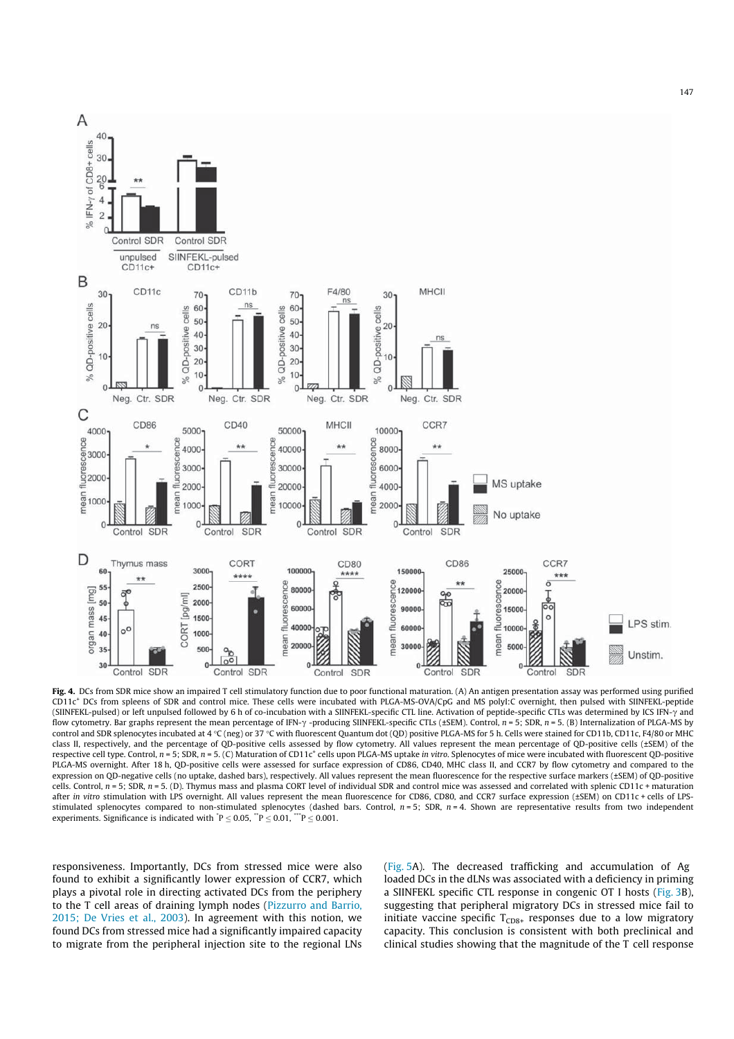**Fig. 4.** DCs from SDR mice show an impaired T cell stimulatory function due to poor functional maturation. (A) An antigen presentation assay was performed using purified CD11c[+] DCs from spleens of SDR and control mice. These cells were incubated with PLGA-MS-OVA/CpG and MS polyI:C overnight, then pulsed with SIINFEKL-peptide (SIINFEKL-pulsed) or left unpulsed followed by 6 h of co-incubation with a SIINFEKL-specific CTL line. Activation of peptide-specific CTLs was determined by ICS IFN-γ and flow cytometry. Bar graphs represent the mean percentage of IFN-γ -producing SIINFEKL-specific CTLs (±SEM). Control, $n = 5$; SDR, $n = 5$. (B) Internalization of PLGA-MS by control and SDR splenocytes incubated at 4 °C (neg) or 37 °C with fluorescent Quantum dot (QD) positive PLGA-MS for 5 h. Cells were stained for CD11b, CD11c, F4/80 or MHC class II, respectively, and the percentage of QD-positive cells assessed by flow cytometry. All values represent the mean percentage of QD-positive cells (±SEM) of the respective cell type. Control, $n = 5$; SDR, $n = 5$. (C) Maturation of CD11c[+] cells upon PLGA-MS uptake *in vitro*. Splenocytes of mice were incubated with fluorescent QD-positive PLGA-MS overnight. After 18 h, QD-positive cells were assessed for surface expression of CD86, CD40, MHC class II, and CCR7 by flow cytometry and compared to the expression on QD-negative cells (no uptake, dashed bars), respectively. All values represent the mean fluorescence for the respective surface markers (±SEM) of QD-positive cells. Control, $n = 5$; SDR, $n = 5$. (D). Thymus mass and plasma CORT level of individual SDR and control mice was assessed and correlated with splenic CD11c + maturation after *in vitro* stimulation with LPS overnight. All values represent the mean fluorescence for CD86, CD80, and CCR7 surface expression (±SEM) on CD11c + cells of LPS-stimulated splenocytes compared to non-stimulated splenocytes (dashed bars. Control, $n = 5$; SDR, $n = 4$. Shown are representative results from two independent experiments. Significance is indicated with [*]P ≤ 0.05, [**]P ≤ 0.01, [***]P ≤ 0.001.

responsiveness. Importantly, DCs from stressed mice were also found to exhibit a significantly lower expression of CCR7, which plays a pivotal role in directing activated DCs from the periphery to the T cell areas of draining lymph nodes (Pizzurro and Barrio, 2015; De Vries et al., 2003). In agreement with this notion, we found DCs from stressed mice had a significantly impaired capacity to migrate from the peripheral injection site to the regional LNs (Fig. 5A). The decreased trafficking and accumulation of Ag loaded DCs in the dLNs was associated with a deficiency in priming a SIINFEKL specific CTL response in congenic OT I hosts (Fig. 3B), suggesting that peripheral migratory DCs in stressed mice fail to initiate vaccine specific $T_{CD8+}$ responses due to a low migratory capacity. This conclusion is consistent with both preclinical and clinical studies showing that the magnitude of the T cell response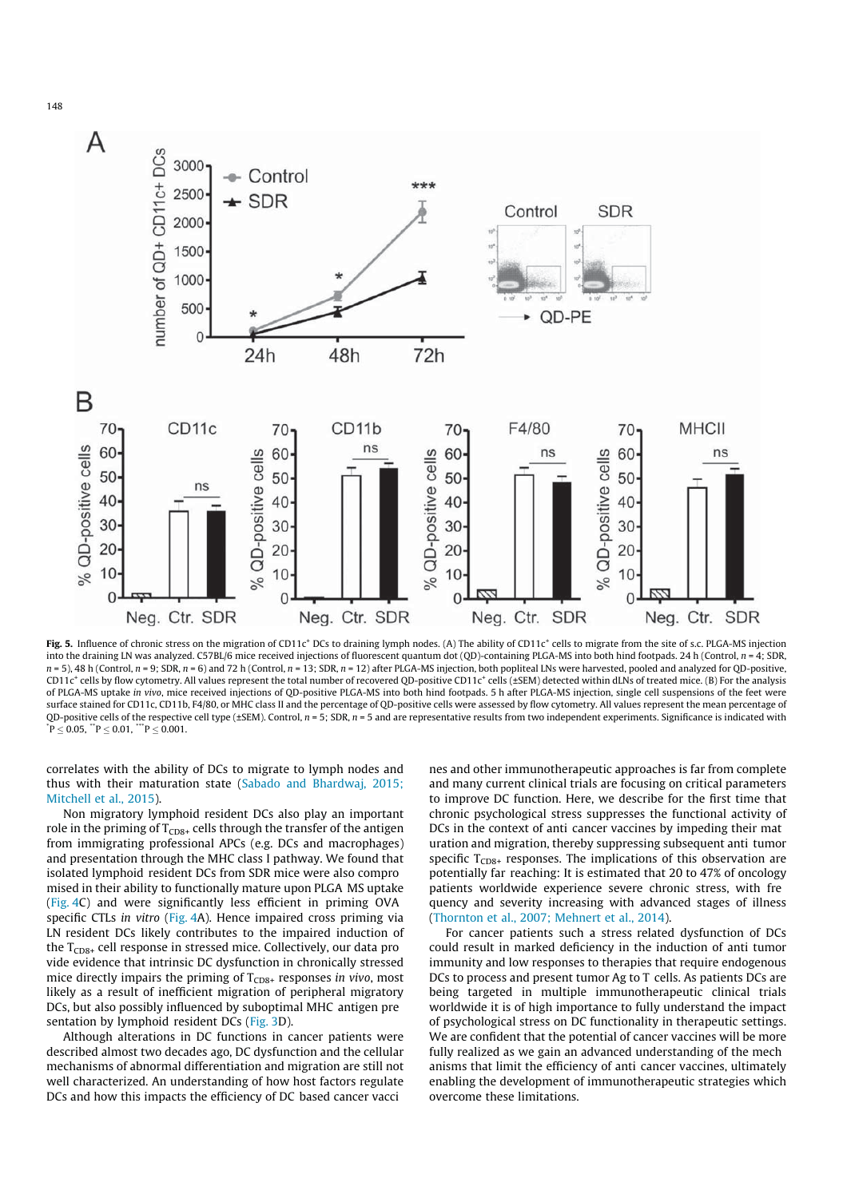**Fig. 5.** Influence of chronic stress on the migration of CD11c+ DCs to draining lymph nodes. (A) The ability of CD11c+ cells to migrate from the site of s.c. PLGA-MS injection into the draining LN was analyzed. C57BL/6 mice received injections of fluorescent quantum dot (QD)-containing PLGA-MS into both hind footpads. 24 h (Control, $n = 4$; SDR, $n = 5$), 48 h (Control, $n = 9$; SDR, $n = 6$) and 72 h (Control, $n = 13$; SDR, $n = 12$) after PLGA-MS injection, both popliteal LNs were harvested, pooled and analyzed for QD-positive, CD11c+ cells by flow cytometry. All values represent the total number of recovered QD-positive CD11c+ cells (±SEM) detected within dLNs of treated mice. (B) For the analysis of PLGA-MS uptake *in vivo*, mice received injections of QD-positive PLGA-MS into both hind footpads. 5 h after PLGA-MS injection, single cell suspensions of the feet were surface stained for CD11c, CD11b, F4/80, or MHC class II and the percentage of QD-positive cells were assessed by flow cytometry. All values represent the mean percentage of QD-positive cells of the respective cell type (±SEM). Control, $n = 5$; SDR, $n = 5$ and are representative results from two independent experiments. Significance is indicated with $^{*}P \leq 0.05$, $^{**}P \leq 0.01$, $^{***}P \leq 0.001$.

correlates with the ability of DCs to migrate to lymph nodes and thus with their maturation state (Sabado and Bhardwaj, 2015; Mitchell et al., 2015).

Non migratory lymphoid resident DCs also play an important role in the priming of $T_{CD8+}$ cells through the transfer of the antigen from immigrating professional APCs (e.g. DCs and macrophages) and presentation through the MHC class I pathway. We found that isolated lymphoid resident DCs from SDR mice were also compromised in their ability to functionally mature upon PLGA MS uptake (Fig. 4C) and were significantly less efficient in priming OVA specific CTLs *in vitro* (Fig. 4A). Hence impaired cross priming via LN resident DCs likely contributes to the impaired induction of the $T_{CD8+}$ cell response in stressed mice. Collectively, our data provide evidence that intrinsic DC dysfunction in chronically stressed mice directly impairs the priming of $T_{CD8+}$ responses *in vivo*, most likely as a result of inefficient migration of peripheral migratory DCs, but also possibly influenced by suboptimal MHC antigen presentation by lymphoid resident DCs (Fig. 3D).

Although alterations in DC functions in cancer patients were described almost two decades ago, DC dysfunction and the cellular mechanisms of abnormal differentiation and migration are still not well characterized. An understanding of how host factors regulate DCs and how this impacts the efficiency of DC based cancer vaccines and other immunotherapeutic approaches is far from complete and many current clinical trials are focusing on critical parameters to improve DC function. Here, we describe for the first time that chronic psychological stress suppresses the functional activity of DCs in the context of anti cancer vaccines by impeding their maturation and migration, thereby suppressing subsequent anti tumor specific $T_{CD8+}$ responses. The implications of this observation are potentially far reaching: It is estimated that 20 to 47% of oncology patients worldwide experience severe chronic stress, with frequency and severity increasing with advanced stages of illness (Thornton et al., 2007; Mehnert et al., 2014).

For cancer patients such a stress related dysfunction of DCs could result in marked deficiency in the induction of anti tumor immunity and low responses to therapies that require endogenous DCs to process and present tumor Ag to T cells. As patients DCs are being targeted in multiple immunotherapeutic clinical trials worldwide it is of high importance to fully understand the impact of psychological stress on DC functionality in therapeutic settings. We are confident that the potential of cancer vaccines will be more fully realized as we gain an advanced understanding of the mechanisms that limit the efficiency of anti cancer vaccines, ultimately enabling the development of immunotherapeutic strategies which overcome these limitations.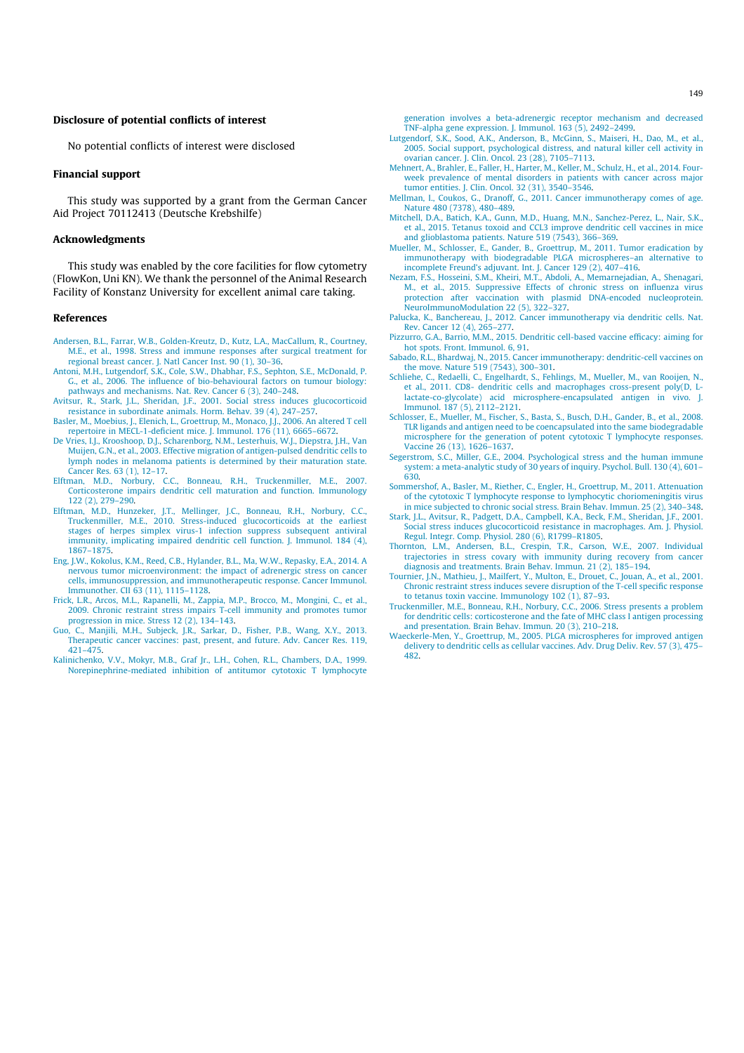## Disclosure of potential conflicts of interest

No potential conflicts of interest were disclosed

## Financial support

This study was supported by a grant from the German Cancer Aid Project 70112413 (Deutsche Krebshilfe)

## Acknowledgments

This study was enabled by the core facilities for flow cytometry (FlowKon, Uni KN). We thank the personnel of the Animal Research Facility of Konstanz University for excellent animal care taking.

## References

Andersen, B.L., Farrar, W.B., Golden-Kreutz, D., Kutz, L.A., MacCallum, R., Courtney, M.E., et al., 1998. Stress and immune responses after surgical treatment for regional breast cancer. J. Natl Cancer Inst. 90 (1), 30–36.

Antoni, M.H., Lutgendorf, S.K., Cole, S.W., Dhabhar, F.S., Sephton, S.E., McDonald, P. G., et al., 2006. The influence of bio-behavioural factors on tumour biology: pathways and mechanisms. Nat. Rev. Cancer 6 (3), 240–248.

Avitsur, R., Stark, J.L., Sheridan, J.F., 2001. Social stress induces glucocorticoid resistance in subordinate animals. Horm. Behav. 39 (4), 247–257.

Basler, M., Moebius, J., Elenich, L., Groettrup, M., Monaco, J.J., 2006. An altered T cell repertoire in MECL-1-deficient mice. J. Immunol. 176 (11), 6665–6672.

De Vries, I.J., Krooshoop, D.J., Scharenborg, N.M., Lesterhuis, W.J., Diepstra, J.H., Van Muijen, G.N., et al., 2003. Effective migration of antigen-pulsed dendritic cells to lymph nodes in melanoma patients is determined by their maturation state. Cancer Res. 63 (1), 12–17.

Elftman, M.D., Norbury, C.C., Bonneau, R.H., Truckenmiller, M.E., 2007. Corticosterone impairs dendritic cell maturation and function. Immunology 122 (2), 279–290.

Elftman, M.D., Hunzeker, J.T., Mellinger, J.C., Bonneau, R.H., Norbury, C.C., Truckenmiller, M.E., 2010. Stress-induced glucocorticoids at the earliest stages of herpes simplex virus-1 infection suppress subsequent antiviral immunity, implicating impaired dendritic cell function. J. Immunol. 184 (4), 1867–1875.

Eng, J.W., Kokolus, K.M., Reed, C.B., Hylander, B.L., Ma, W.W., Repasky, E.A., 2014. A nervous tumor microenvironment: the impact of adrenergic stress on cancer cells, immunosuppression, and immunotherapeutic response. Cancer Immunol. Immunother. CII 63 (11), 1115–1128.

Frick, L.R., Arcos, M.L., Rapanelli, M., Zappia, M.P., Brocco, M., Mongini, C., et al., 2009. Chronic restraint stress impairs T-cell immunity and promotes tumor progression in mice. Stress 12 (2), 134–143.

Guo, C., Manjili, M.H., Subjeck, J.R., Sarkar, D., Fisher, P.B., Wang, X.Y., 2013. Therapeutic cancer vaccines: past, present, and future. Adv. Cancer Res. 119, 421–475.

Kalinichenko, V.V., Mokyr, M.B., Graf Jr., L.H., Cohen, R.L., Chambers, D.A., 1999. Norepinephrine-mediated inhibition of antitumor cytotoxic T lymphocyte generation involves a beta-adrenergic receptor mechanism and decreased TNF-alpha gene expression. J. Immunol. 163 (5), 2492–2499.

Lutgendorf, S.K., Sood, A.K., Anderson, B., McGinn, S., Maiseri, H., Dao, M., et al., 2005. Social support, psychological distress, and natural killer cell activity in ovarian cancer. J. Clin. Oncol. 23 (28), 7105–7113.

Mehnert, A., Brahler, E., Faller, H., Harter, M., Keller, M., Schulz, H., et al., 2014. Four-week prevalence of mental disorders in patients with cancer across major tumor entities. J. Clin. Oncol. 32 (31), 3540–3546.

Mellman, I., Coukos, G., Dranoff, G., 2011. Cancer immunotherapy comes of age. Nature 480 (7378), 480–489.

Mitchell, D.A., Batich, K.A., Gunn, M.D., Huang, M.N., Sanchez-Perez, L., Nair, S.K., et al., 2015. Tetanus toxoid and CCL3 improve dendritic cell vaccines in mice and glioblastoma patients. Nature 519 (7543), 366–369.

Mueller, M., Schlosser, E., Gander, B., Groettrup, M., 2011. Tumor eradication by immunotherapy with biodegradable PLGA microspheres–an alternative to incomplete Freund's adjuvant. Int. J. Cancer 129 (2), 407–416.

Nezam, F.S., Hosseini, S.M., Kheiri, M.T., Abdoli, A., Memarnejadian, A., Shenagari, M., et al., 2015. Suppressive Effects of chronic stress on influenza virus protection after vaccination with plasmid DNA-encoded nucleoprotein. NeuroImmunoModulation 22 (5), 322–327.

Palucka, K., Banchereau, J., 2012. Cancer immunotherapy via dendritic cells. Nat. Rev. Cancer 12 (4), 265–277.

Pizzurro, G.A., Barrio, M.M., 2015. Dendritic cell-based vaccine efficacy: aiming for hot spots. Front. Immunol. 6, 91.

Sabado, R.L., Bhardwaj, N., 2015. Cancer immunotherapy: dendritic-cell vaccines on the move. Nature 519 (7543), 300–301.

Schliehe, C., Redaelli, C., Engelhardt, S., Fehlings, M., Mueller, M., van Rooijen, N., et al., 2011. CD8- dendritic cells and macrophages cross-present poly(D, L-lactate-co-glycolate) acid microsphere-encapsulated antigen in vivo. J. Immunol. 187 (5), 2112–2121.

Schlosser, E., Mueller, M., Fischer, S., Basta, S., Busch, D.H., Gander, B., et al., 2008. TLR ligands and antigen need to be coencapsulated into the same biodegradable microsphere for the generation of potent cytotoxic T lymphocyte responses. Vaccine 26 (13), 1626–1637.

Segerstrom, S.C., Miller, G.E., 2004. Psychological stress and the human immune system: a meta-analytic study of 30 years of inquiry. Psychol. Bull. 130 (4), 601–630.

Sommershof, A., Basler, M., Riether, C., Engler, H., Groettrup, M., 2011. Attenuation of the cytotoxic T lymphocyte response to lymphocytic choriomeningitis virus in mice subjected to chronic social stress. Brain Behav. Immun. 25 (2), 340–348.

Stark, J.L., Avitsur, R., Padgett, D.A., Campbell, K.A., Beck, F.M., Sheridan, J.F., 2001. Social stress induces glucocorticoid resistance in macrophages. Am. J. Physiol. Regul. Integr. Comp. Physiol. 280 (6), R1799–R1805.

Thornton, L.M., Andersen, B.L., Crespin, T.R., Carson, W.E., 2007. Individual trajectories in stress covary with immunity during recovery from cancer diagnosis and treatments. Brain Behav. Immun. 21 (2), 185–194.

Tournier, J.N., Mathieu, J., Mailfert, Y., Multon, E., Drouet, C., Jouan, A., et al., 2001. Chronic restraint stress induces severe disruption of the T-cell specific response to tetanus toxin vaccine. Immunology 102 (1), 87–93.

Truckenmiller, M.E., Bonneau, R.H., Norbury, C.C., 2006. Stress presents a problem for dendritic cells: corticosterone and the fate of MHC class I antigen processing and presentation. Brain Behav. Immun. 20 (3), 210–218.

Waeckerle-Men, Y., Groettrup, M., 2005. PLGA microspheres for improved antigen delivery to dendritic cells as cellular vaccines. Adv. Drug Deliv. Rev. 57 (3), 475–482.